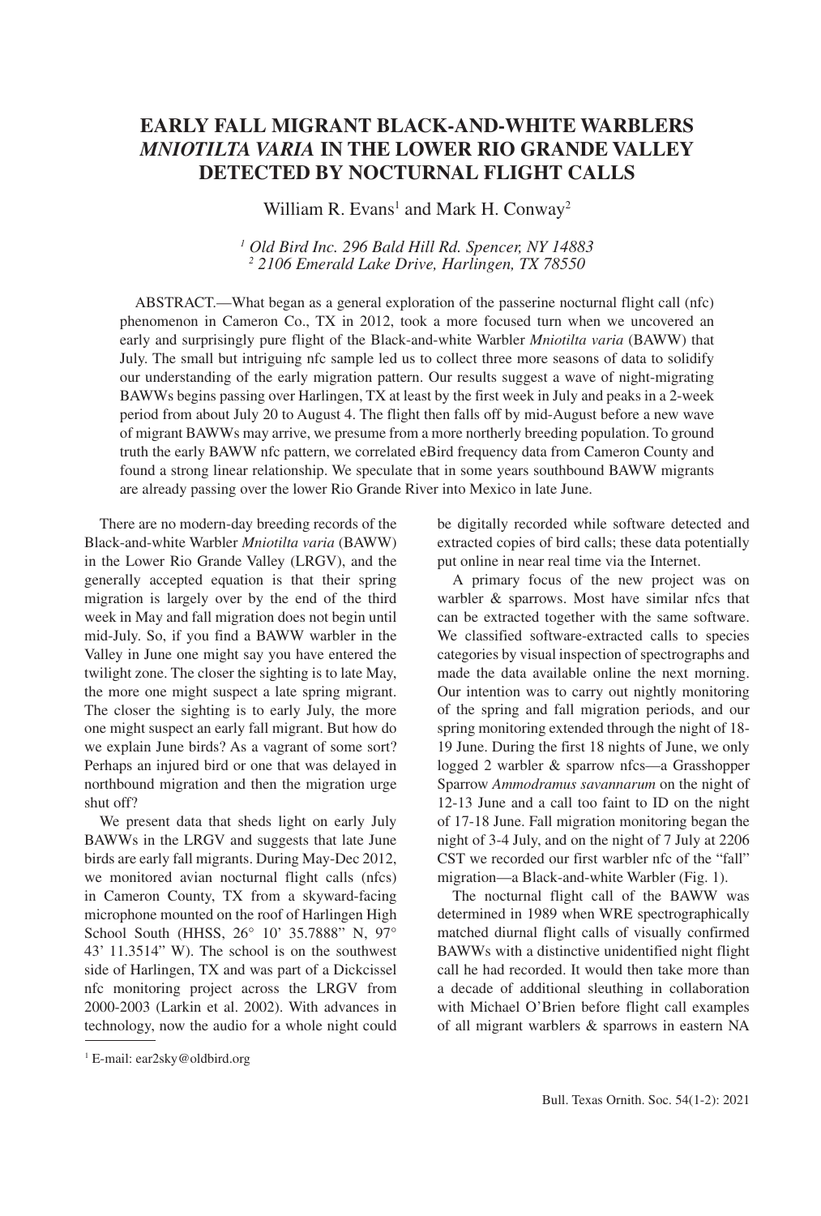# EARLY FALL MIGRANT BLACK-AND-WHITE WARBLERS *MNIOTILTA VARIA* IN THE LOWER RIO GRANDE VALLEY DETECTED BY NOCTURNAL FLIGHT CALLS

William R. Evans[1] and Mark H. Conway[2]

*[1] Old Bird Inc. 296 Bald Hill Rd. Spencer, NY 14883*
*[2] 2106 Emerald Lake Drive, Harlingen, TX 78550*

ABSTRACT.—What began as a general exploration of the passerine nocturnal flight call (nfc) phenomenon in Cameron Co., TX in 2012, took a more focused turn when we uncovered an early and surprisingly pure flight of the Black-and-white Warbler *Mniotilta varia* (BAWW) that July. The small but intriguing nfc sample led us to collect three more seasons of data to solidify our understanding of the early migration pattern. Our results suggest a wave of night-migrating BAWWs begins passing over Harlingen, TX at least by the first week in July and peaks in a 2-week period from about July 20 to August 4. The flight then falls off by mid-August before a new wave of migrant BAWWs may arrive, we presume from a more northerly breeding population. To ground truth the early BAWW nfc pattern, we correlated eBird frequency data from Cameron County and found a strong linear relationship. We speculate that in some years southbound BAWW migrants are already passing over the lower Rio Grande River into Mexico in late June.

There are no modern-day breeding records of the Black-and-white Warbler *Mniotilta varia* (BAWW) in the Lower Rio Grande Valley (LRGV), and the generally accepted equation is that their spring migration is largely over by the end of the third week in May and fall migration does not begin until mid-July. So, if you find a BAWW warbler in the Valley in June one might say you have entered the twilight zone. The closer the sighting is to late May, the more one might suspect a late spring migrant. The closer the sighting is to early July, the more one might suspect an early fall migrant. But how do we explain June birds? As a vagrant of some sort? Perhaps an injured bird or one that was delayed in northbound migration and then the migration urge shut off?

We present data that sheds light on early July BAWWs in the LRGV and suggests that late June birds are early fall migrants. During May-Dec 2012, we monitored avian nocturnal flight calls (nfcs) in Cameron County, TX from a skyward-facing microphone mounted on the roof of Harlingen High School South (HHSS, 26° 10' 35.7888" N, 97° 43' 11.3514" W). The school is on the southwest side of Harlingen, TX and was part of a Dickcissel nfc monitoring project across the LRGV from 2000-2003 (Larkin et al. 2002). With advances in technology, now the audio for a whole night could be digitally recorded while software detected and extracted copies of bird calls; these data potentially put online in near real time via the Internet.

A primary focus of the new project was on warbler & sparrows. Most have similar nfcs that can be extracted together with the same software. We classified software-extracted calls to species categories by visual inspection of spectrographs and made the data available online the next morning. Our intention was to carry out nightly monitoring of the spring and fall migration periods, and our spring monitoring extended through the night of 18-19 June. During the first 18 nights of June, we only logged 2 warbler & sparrow nfcs—a Grasshopper Sparrow *Ammodramus savannarum* on the night of 12-13 June and a call too faint to ID on the night of 17-18 June. Fall migration monitoring began the night of 3-4 July, and on the night of 7 July at 2206 CST we recorded our first warbler nfc of the "fall" migration—a Black-and-white Warbler (Fig. 1).

The nocturnal flight call of the BAWW was determined in 1989 when WRE spectrographically matched diurnal flight calls of visually confirmed BAWWs with a distinctive unidentified night flight call he had recorded. It would then take more than a decade of additional sleuthing in collaboration with Michael O'Brien before flight call examples of all migrant warblers & sparrows in eastern NA

[1] E-mail: ear2sky@oldbird.org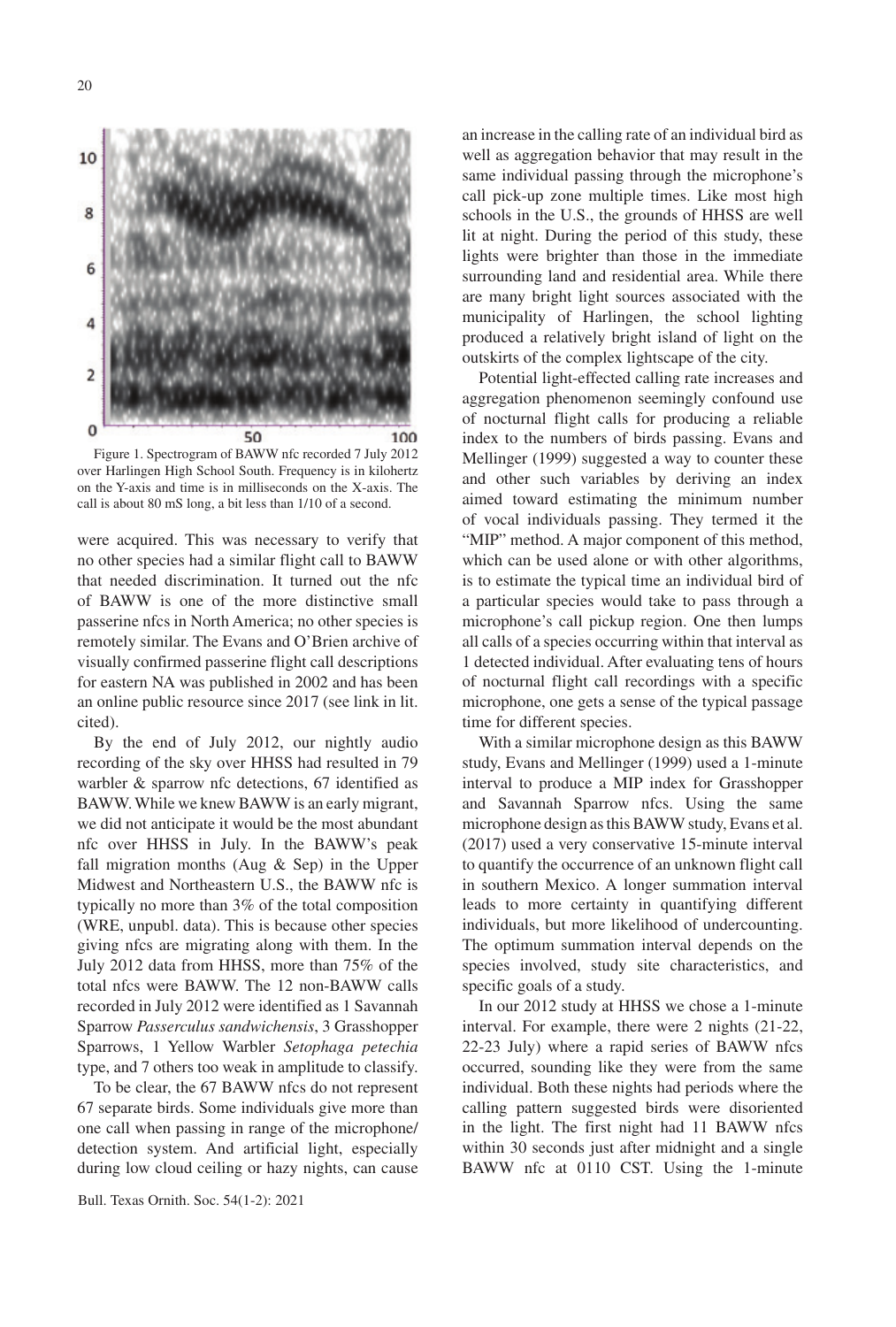Figure 1. Spectrogram of BAWW nfc recorded 7 July 2012 over Harlingen High School South. Frequency is in kilohertz on the Y-axis and time is in milliseconds on the X-axis. The call is about 80 mS long, a bit less than 1/10 of a second.

were acquired. This was necessary to verify that no other species had a similar flight call to BAWW that needed discrimination. It turned out the nfc of BAWW is one of the more distinctive small passerine nfcs in North America; no other species is remotely similar. The Evans and O'Brien archive of visually confirmed passerine flight call descriptions for eastern NA was published in 2002 and has been an online public resource since 2017 (see link in lit. cited).

By the end of July 2012, our nightly audio recording of the sky over HHSS had resulted in 79 warbler & sparrow nfc detections, 67 identified as BAWW. While we knew BAWW is an early migrant, we did not anticipate it would be the most abundant nfc over HHSS in July. In the BAWW's peak fall migration months (Aug & Sep) in the Upper Midwest and Northeastern U.S., the BAWW nfc is typically no more than 3% of the total composition (WRE, unpubl. data). This is because other species giving nfcs are migrating along with them. In the July 2012 data from HHSS, more than 75% of the total nfcs were BAWW. The 12 non-BAWW calls recorded in July 2012 were identified as 1 Savannah Sparrow *Passerculus sandwichensis*, 3 Grasshopper Sparrows, 1 Yellow Warbler *Setophaga petechia* type, and 7 others too weak in amplitude to classify.

To be clear, the 67 BAWW nfcs do not represent 67 separate birds. Some individuals give more than one call when passing in range of the microphone/detection system. And artificial light, especially during low cloud ceiling or hazy nights, can cause an increase in the calling rate of an individual bird as well as aggregation behavior that may result in the same individual passing through the microphone's call pick-up zone multiple times. Like most high schools in the U.S., the grounds of HHSS are well lit at night. During the period of this study, these lights were brighter than those in the immediate surrounding land and residential area. While there are many bright light sources associated with the municipality of Harlingen, the school lighting produced a relatively bright island of light on the outskirts of the complex lightscape of the city.

Potential light-effected calling rate increases and aggregation phenomenon seemingly confound use of nocturnal flight calls for producing a reliable index to the numbers of birds passing. Evans and Mellinger (1999) suggested a way to counter these and other such variables by deriving an index aimed toward estimating the minimum number of vocal individuals passing. They termed it the "MIP" method. A major component of this method, which can be used alone or with other algorithms, is to estimate the typical time an individual bird of a particular species would take to pass through a microphone's call pickup region. One then lumps all calls of a species occurring within that interval as 1 detected individual. After evaluating tens of hours of nocturnal flight call recordings with a specific microphone, one gets a sense of the typical passage time for different species.

With a similar microphone design as this BAWW study, Evans and Mellinger (1999) used a 1-minute interval to produce a MIP index for Grasshopper and Savannah Sparrow nfcs. Using the same microphone design as this BAWW study, Evans et al. (2017) used a very conservative 15-minute interval to quantify the occurrence of an unknown flight call in southern Mexico. A longer summation interval leads to more certainty in quantifying different individuals, but more likelihood of undercounting. The optimum summation interval depends on the species involved, study site characteristics, and specific goals of a study.

In our 2012 study at HHSS we chose a 1-minute interval. For example, there were 2 nights (21-22, 22-23 July) where a rapid series of BAWW nfcs occurred, sounding like they were from the same individual. Both these nights had periods where the calling pattern suggested birds were disoriented in the light. The first night had 11 BAWW nfcs within 30 seconds just after midnight and a single BAWW nfc at 0110 CST. Using the 1-minute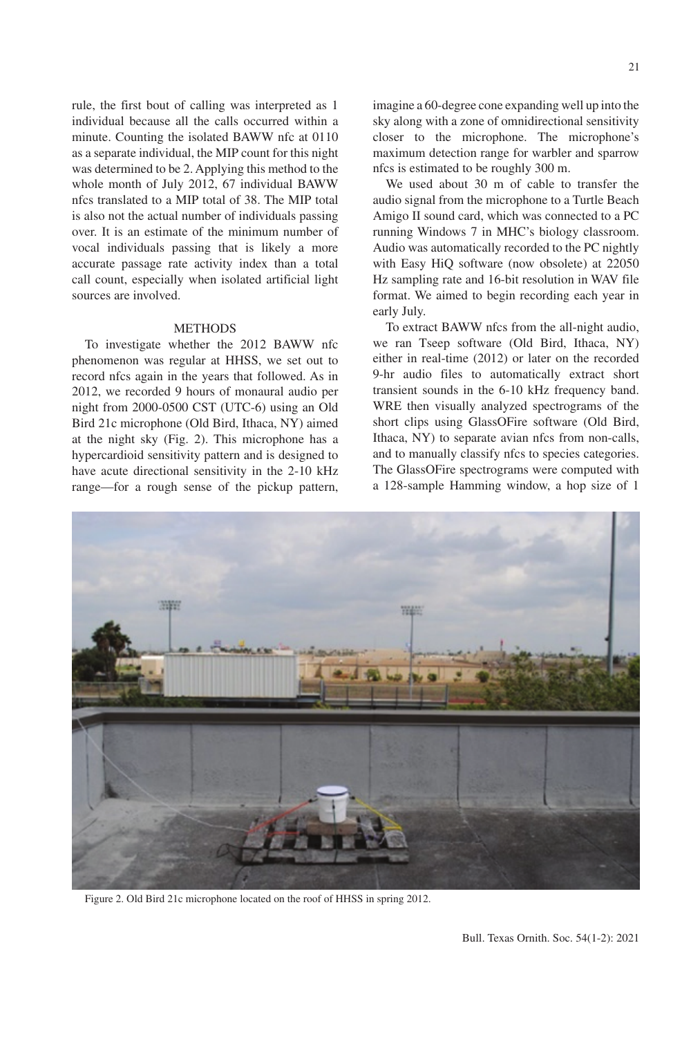rule, the first bout of calling was interpreted as 1 individual because all the calls occurred within a minute. Counting the isolated BAWW nfc at 0110 as a separate individual, the MIP count for this night was determined to be 2. Applying this method to the whole month of July 2012, 67 individual BAWW nfcs translated to a MIP total of 38. The MIP total is also not the actual number of individuals passing over. It is an estimate of the minimum number of vocal individuals passing that is likely a more accurate passage rate activity index than a total call count, especially when isolated artificial light sources are involved.

## METHODS

To investigate whether the 2012 BAWW nfc phenomenon was regular at HHSS, we set out to record nfcs again in the years that followed. As in 2012, we recorded 9 hours of monaural audio per night from 2000-0500 CST (UTC-6) using an Old Bird 21c microphone (Old Bird, Ithaca, NY) aimed at the night sky (Fig. 2). This microphone has a hypercardioid sensitivity pattern and is designed to have acute directional sensitivity in the 2-10 kHz range—for a rough sense of the pickup pattern, imagine a 60-degree cone expanding well up into the sky along with a zone of omnidirectional sensitivity closer to the microphone. The microphone's maximum detection range for warbler and sparrow nfcs is estimated to be roughly 300 m.

We used about 30 m of cable to transfer the audio signal from the microphone to a Turtle Beach Amigo II sound card, which was connected to a PC running Windows 7 in MHC's biology classroom. Audio was automatically recorded to the PC nightly with Easy HiQ software (now obsolete) at 22050 Hz sampling rate and 16-bit resolution in WAV file format. We aimed to begin recording each year in early July.

To extract BAWW nfcs from the all-night audio, we ran Tseep software (Old Bird, Ithaca, NY) either in real-time (2012) or later on the recorded 9-hr audio files to automatically extract short transient sounds in the 6-10 kHz frequency band. WRE then visually analyzed spectrograms of the short clips using GlassOFire software (Old Bird, Ithaca, NY) to separate avian nfcs from non-calls, and to manually classify nfcs to species categories. The GlassOFire spectrograms were computed with a 128-sample Hamming window, a hop size of 1

Figure 2. Old Bird 21c microphone located on the roof of HHSS in spring 2012.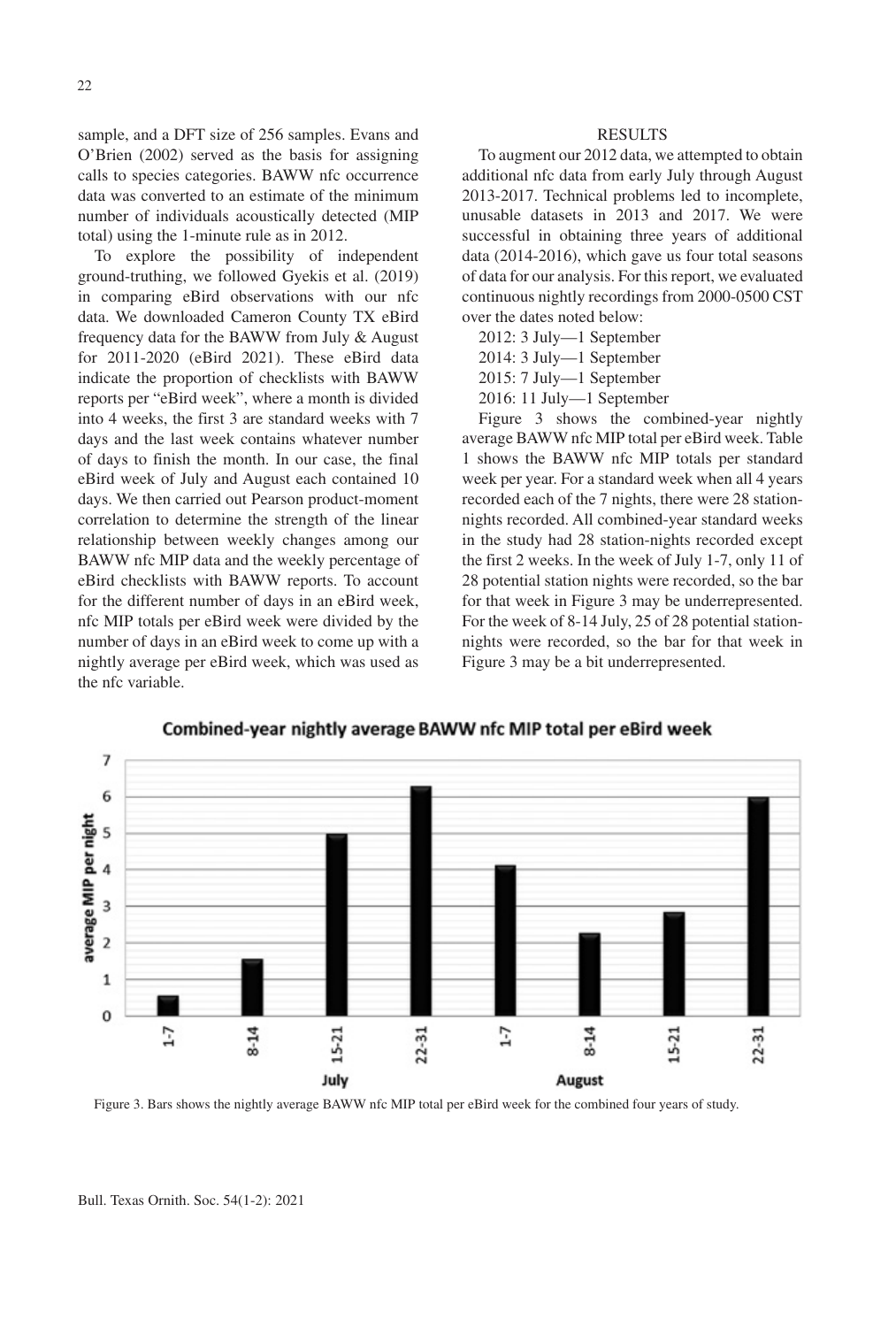sample, and a DFT size of 256 samples. Evans and O'Brien (2002) served as the basis for assigning calls to species categories. BAWW nfc occurrence data was converted to an estimate of the minimum number of individuals acoustically detected (MIP total) using the 1-minute rule as in 2012.

To explore the possibility of independent ground-truthing, we followed Gyekis et al. (2019) in comparing eBird observations with our nfc data. We downloaded Cameron County TX eBird frequency data for the BAWW from July & August for 2011-2020 (eBird 2021). These eBird data indicate the proportion of checklists with BAWW reports per "eBird week", where a month is divided into 4 weeks, the first 3 are standard weeks with 7 days and the last week contains whatever number of days to finish the month. In our case, the final eBird week of July and August each contained 10 days. We then carried out Pearson product-moment correlation to determine the strength of the linear relationship between weekly changes among our BAWW nfc MIP data and the weekly percentage of eBird checklists with BAWW reports. To account for the different number of days in an eBird week, nfc MIP totals per eBird week were divided by the number of days in an eBird week to come up with a nightly average per eBird week, which was used as the nfc variable.

## RESULTS

To augment our 2012 data, we attempted to obtain additional nfc data from early July through August 2013-2017. Technical problems led to incomplete, unusable datasets in 2013 and 2017. We were successful in obtaining three years of additional data (2014-2016), which gave us four total seasons of data for our analysis. For this report, we evaluated continuous nightly recordings from 2000-0500 CST over the dates noted below:

2012: 3 July—1 September
2014: 3 July—1 September
2015: 7 July—1 September
2016: 11 July—1 September

Figure 3 shows the combined-year nightly average BAWW nfc MIP total per eBird week. Table 1 shows the BAWW nfc MIP totals per standard week per year. For a standard week when all 4 years recorded each of the 7 nights, there were 28 station-nights recorded. All combined-year standard weeks in the study had 28 station-nights recorded except the first 2 weeks. In the week of July 1-7, only 11 of 28 potential station nights were recorded, so the bar for that week in Figure 3 may be underrepresented. For the week of 8-14 July, 25 of 28 potential station-nights were recorded, so the bar for that week in Figure 3 may be a bit underrepresented.

Figure 3. Bars shows the nightly average BAWW nfc MIP total per eBird week for the combined four years of study.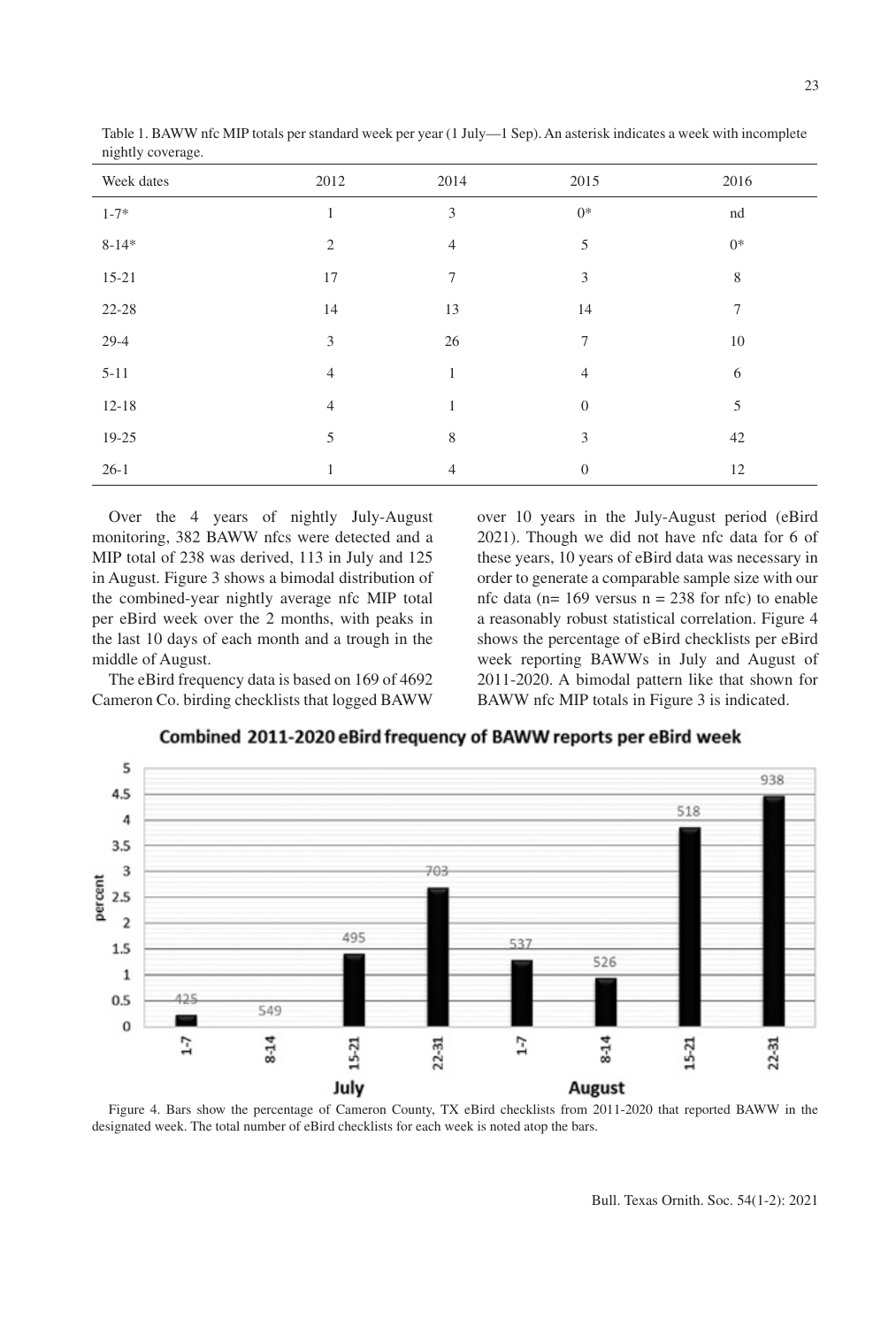Table 1. BAWW nfc MIP totals per standard week per year (1 July—1 Sep). An asterisk indicates a week with incomplete nightly coverage.

| Week dates | 2012 | 2014 | 2015 | 2016 |
|---|---|---|---|---|
| 1-7* | 1 | 3 | 0* | nd |
| 8-14* | 2 | 4 | 5 | 0* |
| 15-21 | 17 | 7 | 3 | 8 |
| 22-28 | 14 | 13 | 14 | 7 |
| 29-4 | 3 | 26 | 7 | 10 |
| 5-11 | 4 | 1 | 4 | 6 |
| 12-18 | 4 | 1 | 0 | 5 |
| 19-25 | 5 | 8 | 3 | 42 |
| 26-1 | 1 | 4 | 0 | 12 |

Over the 4 years of nightly July-August monitoring, 382 BAWW nfcs were detected and a MIP total of 238 was derived, 113 in July and 125 in August. Figure 3 shows a bimodal distribution of the combined-year nightly average nfc MIP total per eBird week over the 2 months, with peaks in the last 10 days of each month and a trough in the middle of August.

The eBird frequency data is based on 169 of 4692 Cameron Co. birding checklists that logged BAWW over 10 years in the July-August period (eBird 2021). Though we did not have nfc data for 6 of these years, 10 years of eBird data was necessary in order to generate a comparable sample size with our nfc data (n= 169 versus n = 238 for nfc) to enable a reasonably robust statistical correlation. Figure 4 shows the percentage of eBird checklists per eBird week reporting BAWWs in July and August of 2011-2020. A bimodal pattern like that shown for BAWW nfc MIP totals in Figure 3 is indicated.

Combined 2011-2020 eBird frequency of BAWW reports per eBird week

| Month | Week | Percent (approx.) | Checklists |
|---|---|---|---|
| July | 1-7 | 0.2 | 425 |
| July | 8-14 | 0 | 549 |
| July | 15-21 | 1.4 | 495 |
| July | 22-31 | 2.7 | 703 |
| August | 1-7 | 1.3 | 537 |
| August | 8-14 | 0.95 | 526 |
| August | 15-21 | 3.85 | 518 |
| August | 22-31 | 4.45 | 938 |

Figure 4. Bars show the percentage of Cameron County, TX eBird checklists from 2011-2020 that reported BAWW in the designated week. The total number of eBird checklists for each week is noted atop the bars.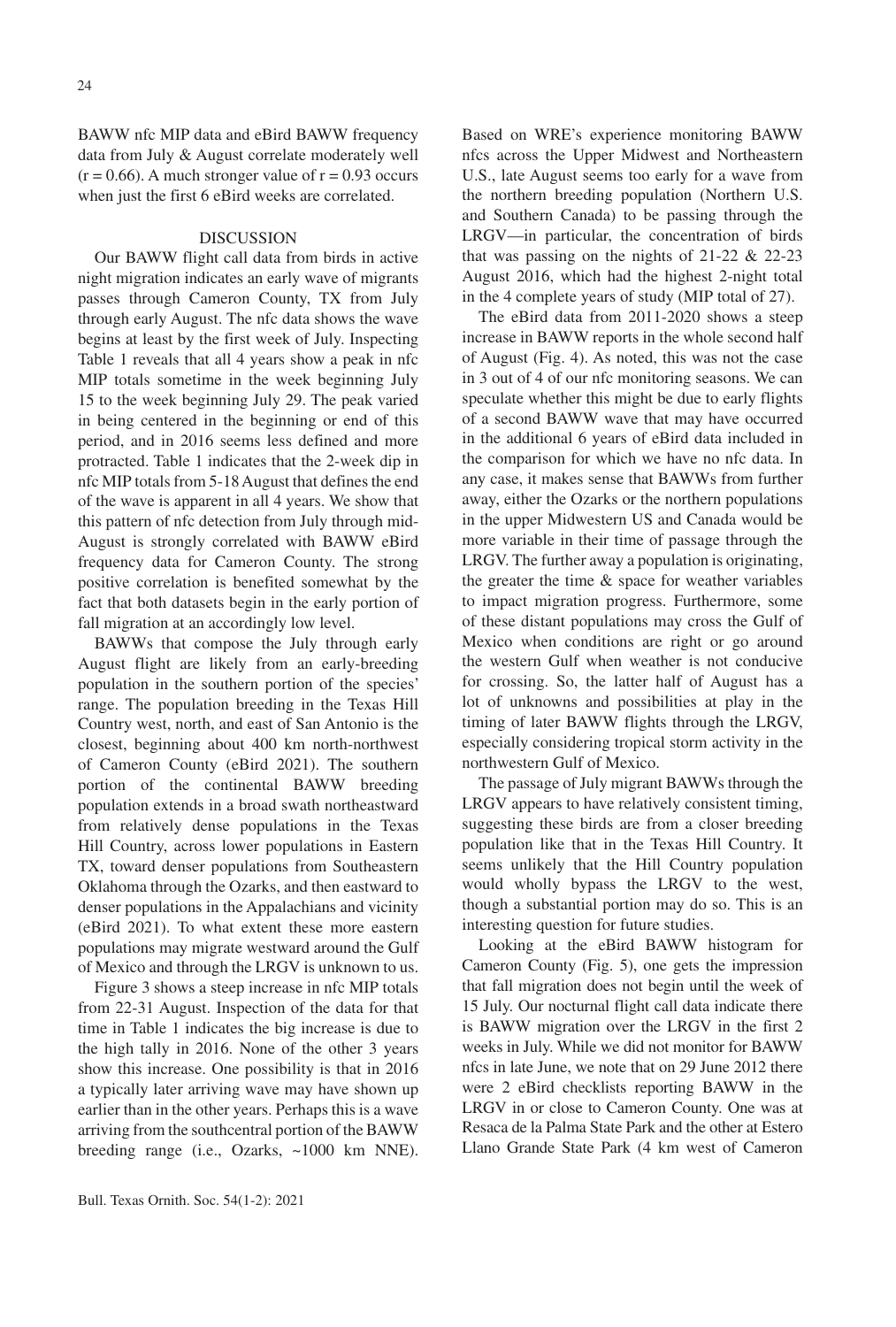BAWW nfc MIP data and eBird BAWW frequency data from July & August correlate moderately well ($r = 0.66$). A much stronger value of $r = 0.93$ occurs when just the first 6 eBird weeks are correlated.

## DISCUSSION

Our BAWW flight call data from birds in active night migration indicates an early wave of migrants passes through Cameron County, TX from July through early August. The nfc data shows the wave begins at least by the first week of July. Inspecting Table 1 reveals that all 4 years show a peak in nfc MIP totals sometime in the week beginning July 15 to the week beginning July 29. The peak varied in being centered in the beginning or end of this period, and in 2016 seems less defined and more protracted. Table 1 indicates that the 2-week dip in nfc MIP totals from 5-18 August that defines the end of the wave is apparent in all 4 years. We show that this pattern of nfc detection from July through mid-August is strongly correlated with BAWW eBird frequency data for Cameron County. The strong positive correlation is benefited somewhat by the fact that both datasets begin in the early portion of fall migration at an accordingly low level.

BAWWs that compose the July through early August flight are likely from an early-breeding population in the southern portion of the species' range. The population breeding in the Texas Hill Country west, north, and east of San Antonio is the closest, beginning about 400 km north-northwest of Cameron County (eBird 2021). The southern portion of the continental BAWW breeding population extends in a broad swath northeastward from relatively dense populations in the Texas Hill Country, across lower populations in Eastern TX, toward denser populations from Southeastern Oklahoma through the Ozarks, and then eastward to denser populations in the Appalachians and vicinity (eBird 2021). To what extent these more eastern populations may migrate westward around the Gulf of Mexico and through the LRGV is unknown to us.

Figure 3 shows a steep increase in nfc MIP totals from 22-31 August. Inspection of the data for that time in Table 1 indicates the big increase is due to the high tally in 2016. None of the other 3 years show this increase. One possibility is that in 2016 a typically later arriving wave may have shown up earlier than in the other years. Perhaps this is a wave arriving from the southcentral portion of the BAWW breeding range (i.e., Ozarks, ~1000 km NNE). Based on WRE's experience monitoring BAWW nfcs across the Upper Midwest and Northeastern U.S., late August seems too early for a wave from the northern breeding population (Northern U.S. and Southern Canada) to be passing through the LRGV—in particular, the concentration of birds that was passing on the nights of 21-22 & 22-23 August 2016, which had the highest 2-night total in the 4 complete years of study (MIP total of 27).

The eBird data from 2011-2020 shows a steep increase in BAWW reports in the whole second half of August (Fig. 4). As noted, this was not the case in 3 out of 4 of our nfc monitoring seasons. We can speculate whether this might be due to early flights of a second BAWW wave that may have occurred in the additional 6 years of eBird data included in the comparison for which we have no nfc data. In any case, it makes sense that BAWWs from further away, either the Ozarks or the northern populations in the upper Midwestern US and Canada would be more variable in their time of passage through the LRGV. The further away a population is originating, the greater the time & space for weather variables to impact migration progress. Furthermore, some of these distant populations may cross the Gulf of Mexico when conditions are right or go around the western Gulf when weather is not conducive for crossing. So, the latter half of August has a lot of unknowns and possibilities at play in the timing of later BAWW flights through the LRGV, especially considering tropical storm activity in the northwestern Gulf of Mexico.

The passage of July migrant BAWWs through the LRGV appears to have relatively consistent timing, suggesting these birds are from a closer breeding population like that in the Texas Hill Country. It seems unlikely that the Hill Country population would wholly bypass the LRGV to the west, though a substantial portion may do so. This is an interesting question for future studies.

Looking at the eBird BAWW histogram for Cameron County (Fig. 5), one gets the impression that fall migration does not begin until the week of 15 July. Our nocturnal flight call data indicate there is BAWW migration over the LRGV in the first 2 weeks in July. While we did not monitor for BAWW nfcs in late June, we note that on 29 June 2012 there were 2 eBird checklists reporting BAWW in the LRGV in or close to Cameron County. One was at Resaca de la Palma State Park and the other at Estero Llano Grande State Park (4 km west of Cameron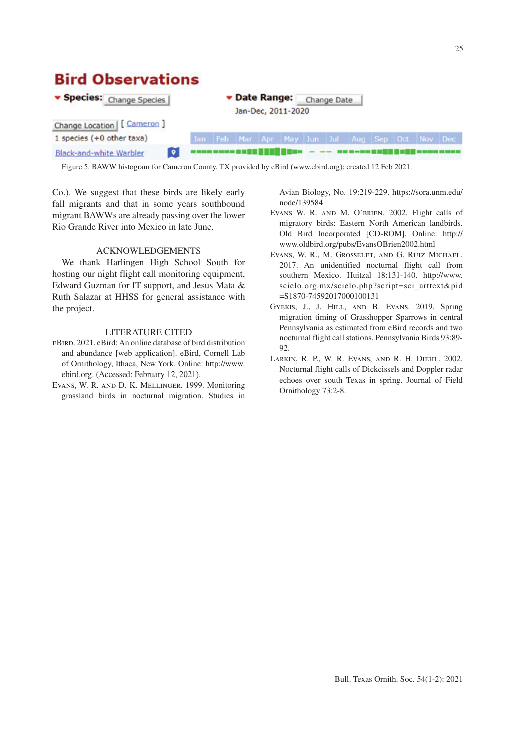Bird Observations

Species: Change Species

Date Range: Change Date

Jan-Dec, 2011-2020

Change Location [ Cameron ]

1 species (+0 other taxa)

Jan Feb Mar Apr May Jun Jul Aug Sep Oct Nov Dec

Black-and-white Warbler

Figure 5. BAWW histogram for Cameron County, TX provided by eBird (www.ebird.org); created 12 Feb 2021.

Co.). We suggest that these birds are likely early fall migrants and that in some years southbound migrant BAWWs are already passing over the lower Rio Grande River into Mexico in late June.

## ACKNOWLEDGEMENTS

We thank Harlingen High School South for hosting our night flight call monitoring equipment, Edward Guzman for IT support, and Jesus Mata & Ruth Salazar at HHSS for general assistance with the project.

## LITERATURE CITED

eBird. 2021. eBird: An online database of bird distribution and abundance [web application]. eBird, Cornell Lab of Ornithology, Ithaca, New York. Online: http://www.ebird.org. (Accessed: February 12, 2021).

Evans, W. R. and D. K. Mellinger. 1999. Monitoring grassland birds in nocturnal migration. Studies in Avian Biology, No. 19:219-229. https://sora.unm.edu/node/139584

Evans W. R. and M. O'brien. 2002. Flight calls of migratory birds: Eastern North American landbirds. Old Bird Incorporated [CD-ROM]. Online: http://www.oldbird.org/pubs/EvansOBrien2002.html

Evans, W. R., M. Grosselet, and G. Ruiz Michael. 2017. An unidentified nocturnal flight call from southern Mexico. Huitzal 18:131-140. http://www.scielo.org.mx/scielo.php?script=sci_arttext&pid=S1870-74592017000100131

Gyekis, J., J. Hill, and B. Evans. 2019. Spring migration timing of Grasshopper Sparrows in central Pennsylvania as estimated from eBird records and two nocturnal flight call stations. Pennsylvania Birds 93:89-92.

Larkin, R. P., W. R. Evans, and R. H. Diehl. 2002. Nocturnal flight calls of Dickcissels and Doppler radar echoes over south Texas in spring. Journal of Field Ornithology 73:2-8.